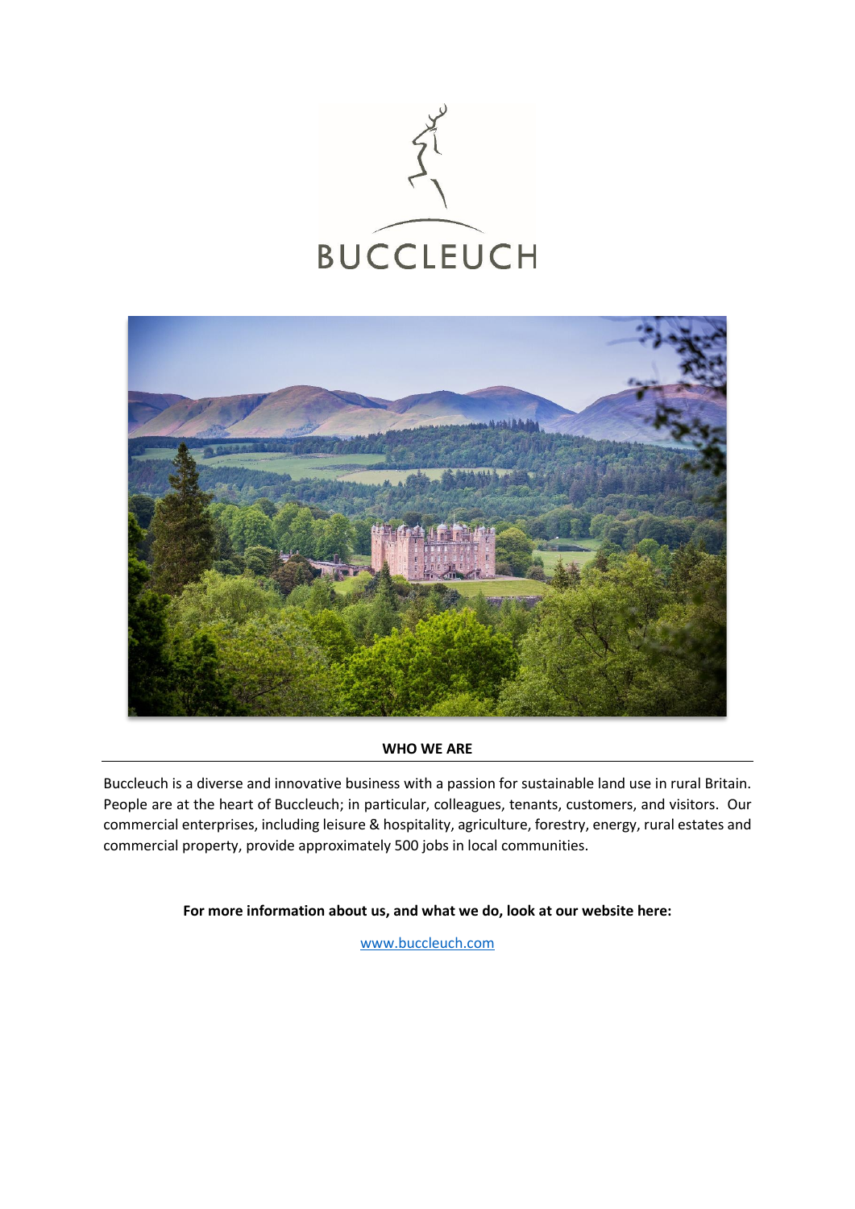BUCCLEUCH

## WHO WE ARE

Buccleuch is a diverse and innovative business with a passion for sustainable land use in rural Britain. People are at the heart of Buccleuch; in particular, colleagues, tenants, customers, and visitors. Our commercial enterprises, including leisure & hospitality, agriculture, forestry, energy, rural estates and commercial property, provide approximately 500 jobs in local communities.

**For more information about us, and what we do, look at our website here:**

[www.buccleuch.com](http://www.buccleuch.com)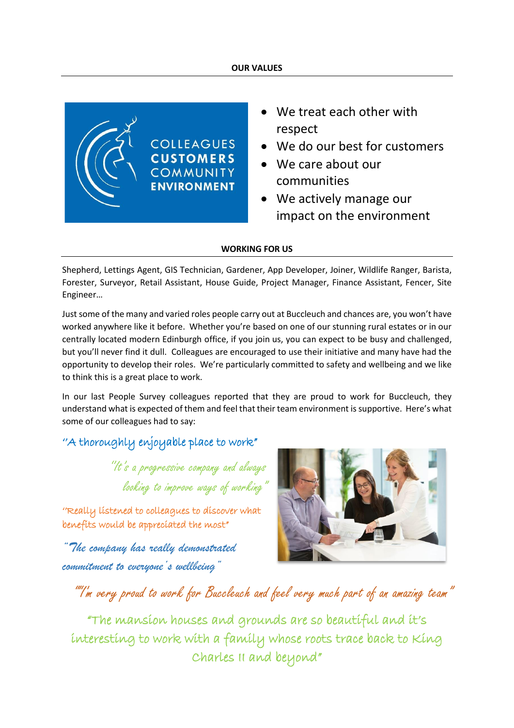## OUR VALUES

COLLEAGUES
CUSTOMERS
COMMUNITY
ENVIRONMENT

- We treat each other with respect
- We do our best for customers
- We care about our communities
- We actively manage our impact on the environment

## WORKING FOR US

Shepherd, Lettings Agent, GIS Technician, Gardener, App Developer, Joiner, Wildlife Ranger, Barista, Forester, Surveyor, Retail Assistant, House Guide, Project Manager, Finance Assistant, Fencer, Site Engineer…

Just some of the many and varied roles people carry out at Buccleuch and chances are, you won't have worked anywhere like it before. Whether you're based on one of our stunning rural estates or in our centrally located modern Edinburgh office, if you join us, you can expect to be busy and challenged, but you'll never find it dull. Colleagues are encouraged to use their initiative and many have had the opportunity to develop their roles. We're particularly committed to safety and wellbeing and we like to think this is a great place to work.

In our last People Survey colleagues reported that they are proud to work for Buccleuch, they understand what is expected of them and feel that their team environment is supportive. Here's what some of our colleagues had to say:

*"A thoroughly enjoyable place to work"*

*"It's a progressive company and always looking to improve ways of working"*

*"Really listened to colleagues to discover what benefits would be appreciated the most"*

*"The company has really demonstrated commitment to everyone's wellbeing"*

*""I'm very proud to work for Buccleuch and feel very much part of an amazing team"*

*"The mansion houses and grounds are so beautiful and it's interesting to work with a family whose roots trace back to King Charles II and beyond"*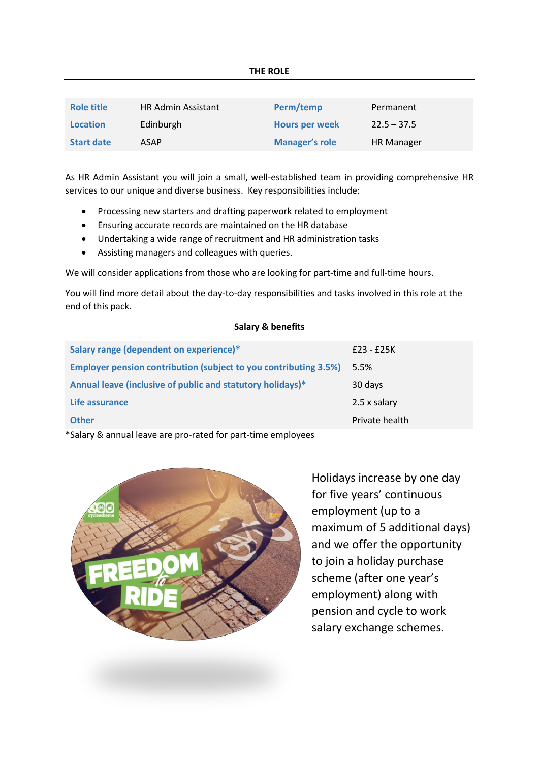## THE ROLE

| Role title | HR Admin Assistant | Perm/temp | Permanent |
| --- | --- | --- | --- |
| Location | Edinburgh | Hours per week | 22.5 – 37.5 |
| Start date | ASAP | Manager's role | HR Manager |

As HR Admin Assistant you will join a small, well-established team in providing comprehensive HR services to our unique and diverse business. Key responsibilities include:

- Processing new starters and drafting paperwork related to employment
- Ensuring accurate records are maintained on the HR database
- Undertaking a wide range of recruitment and HR administration tasks
- Assisting managers and colleagues with queries.

We will consider applications from those who are looking for part-time and full-time hours.

You will find more detail about the day-to-day responsibilities and tasks involved in this role at the end of this pack.

### Salary & benefits

| | |
| --- | --- |
| Salary range (dependent on experience)* | £23 - £25K |
| Employer pension contribution (subject to you contributing 3.5%) | 5.5% |
| Annual leave (inclusive of public and statutory holidays)* | 30 days |
| Life assurance | 2.5 x salary |
| Other | Private health |

*Salary & annual leave are pro-rated for part-time employees

Holidays increase by one day for five years' continuous employment (up to a maximum of 5 additional days) and we offer the opportunity to join a holiday purchase scheme (after one year's employment) along with pension and cycle to work salary exchange schemes.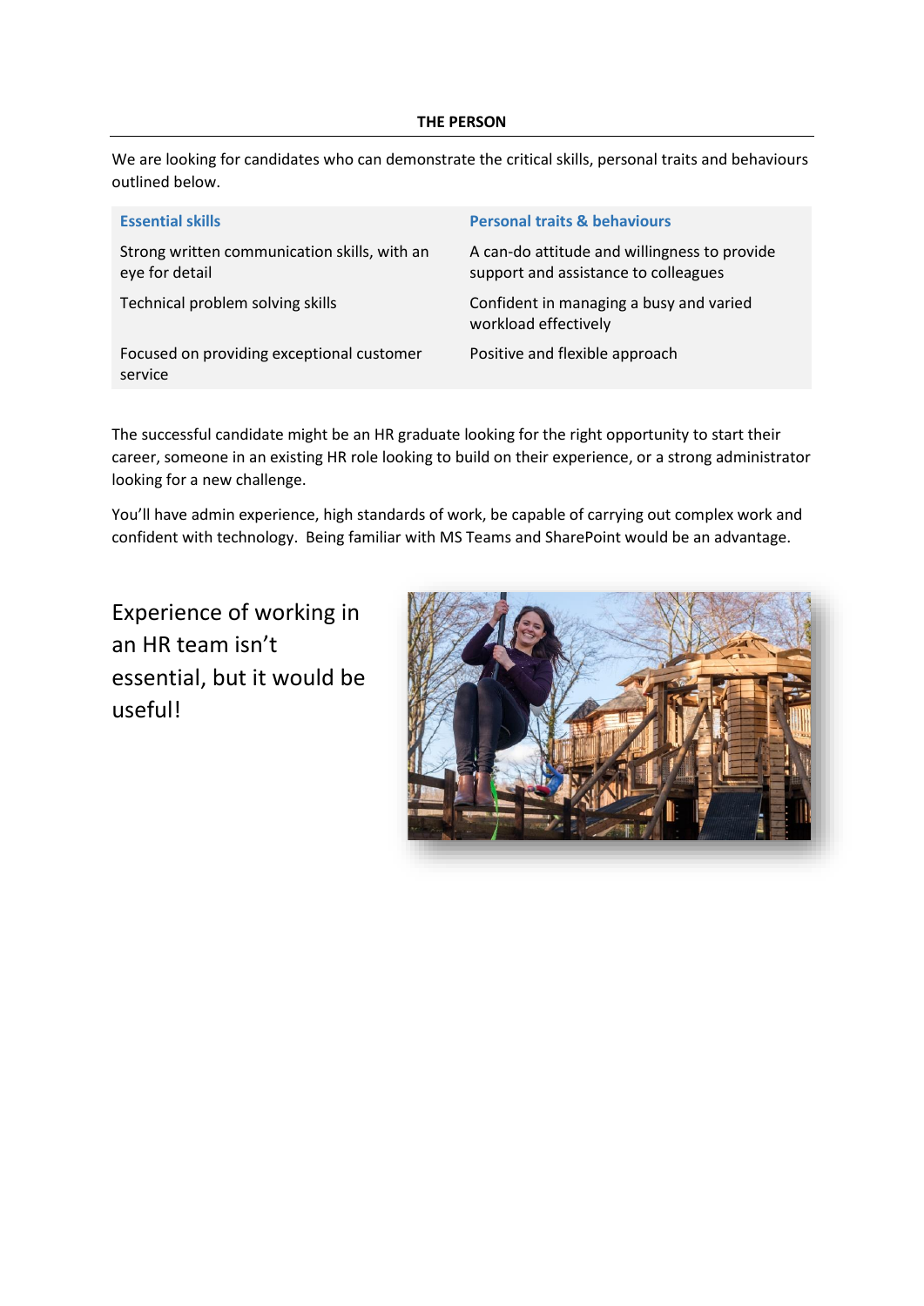## THE PERSON

We are looking for candidates who can demonstrate the critical skills, personal traits and behaviours outlined below.

| Essential skills | Personal traits & behaviours |
| --- | --- |
| Strong written communication skills, with an eye for detail | A can-do attitude and willingness to provide support and assistance to colleagues |
| Technical problem solving skills | Confident in managing a busy and varied workload effectively |
| Focused on providing exceptional customer service | Positive and flexible approach |

The successful candidate might be an HR graduate looking for the right opportunity to start their career, someone in an existing HR role looking to build on their experience, or a strong administrator looking for a new challenge.

You'll have admin experience, high standards of work, be capable of carrying out complex work and confident with technology. Being familiar with MS Teams and SharePoint would be an advantage.

Experience of working in an HR team isn't essential, but it would be useful!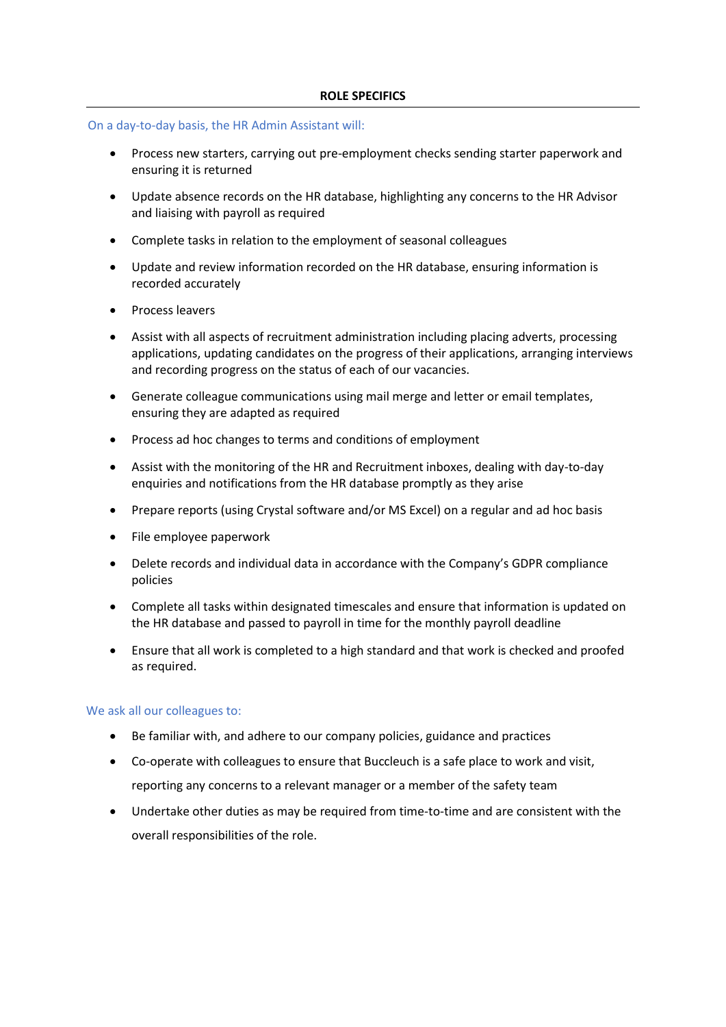## ROLE SPECIFICS

On a day-to-day basis, the HR Admin Assistant will:

- Process new starters, carrying out pre-employment checks sending starter paperwork and ensuring it is returned
- Update absence records on the HR database, highlighting any concerns to the HR Advisor and liaising with payroll as required
- Complete tasks in relation to the employment of seasonal colleagues
- Update and review information recorded on the HR database, ensuring information is recorded accurately
- Process leavers
- Assist with all aspects of recruitment administration including placing adverts, processing applications, updating candidates on the progress of their applications, arranging interviews and recording progress on the status of each of our vacancies.
- Generate colleague communications using mail merge and letter or email templates, ensuring they are adapted as required
- Process ad hoc changes to terms and conditions of employment
- Assist with the monitoring of the HR and Recruitment inboxes, dealing with day-to-day enquiries and notifications from the HR database promptly as they arise
- Prepare reports (using Crystal software and/or MS Excel) on a regular and ad hoc basis
- File employee paperwork
- Delete records and individual data in accordance with the Company's GDPR compliance policies
- Complete all tasks within designated timescales and ensure that information is updated on the HR database and passed to payroll in time for the monthly payroll deadline
- Ensure that all work is completed to a high standard and that work is checked and proofed as required.

We ask all our colleagues to:

- Be familiar with, and adhere to our company policies, guidance and practices
- Co-operate with colleagues to ensure that Buccleuch is a safe place to work and visit, reporting any concerns to a relevant manager or a member of the safety team
- Undertake other duties as may be required from time-to-time and are consistent with the overall responsibilities of the role.